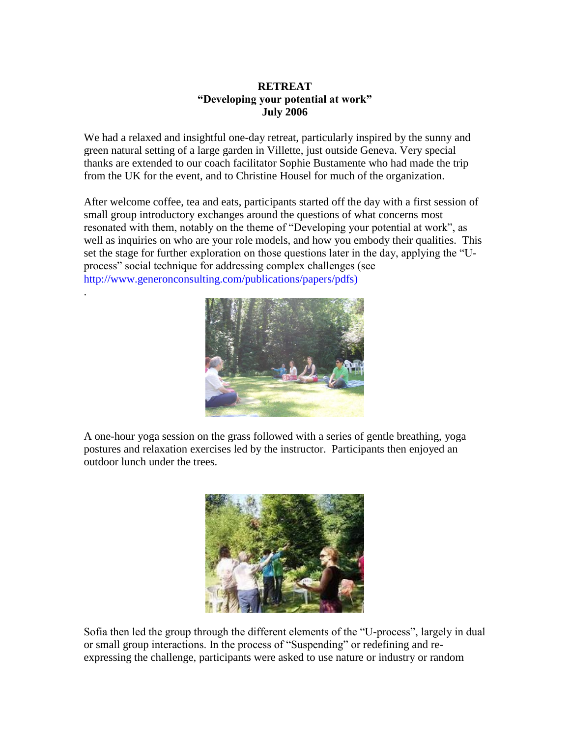**RETREAT**
**"Developing your potential at work"**
**July 2006**

We had a relaxed and insightful one-day retreat, particularly inspired by the sunny and green natural setting of a large garden in Villette, just outside Geneva. Very special thanks are extended to our coach facilitator Sophie Bustamente who had made the trip from the UK for the event, and to Christine Housel for much of the organization.

After welcome coffee, tea and eats, participants started off the day with a first session of small group introductory exchanges around the questions of what concerns most resonated with them, notably on the theme of "Developing your potential at work", as well as inquiries on who are your role models, and how you embody their qualities. This set the stage for further exploration on those questions later in the day, applying the "U-process" social technique for addressing complex challenges (see http://www.generonconsulting.com/publications/papers/pdfs)

.

A one-hour yoga session on the grass followed with a series of gentle breathing, yoga postures and relaxation exercises led by the instructor. Participants then enjoyed an outdoor lunch under the trees.

Sofia then led the group through the different elements of the "U-process", largely in dual or small group interactions. In the process of "Suspending" or redefining and re-expressing the challenge, participants were asked to use nature or industry or random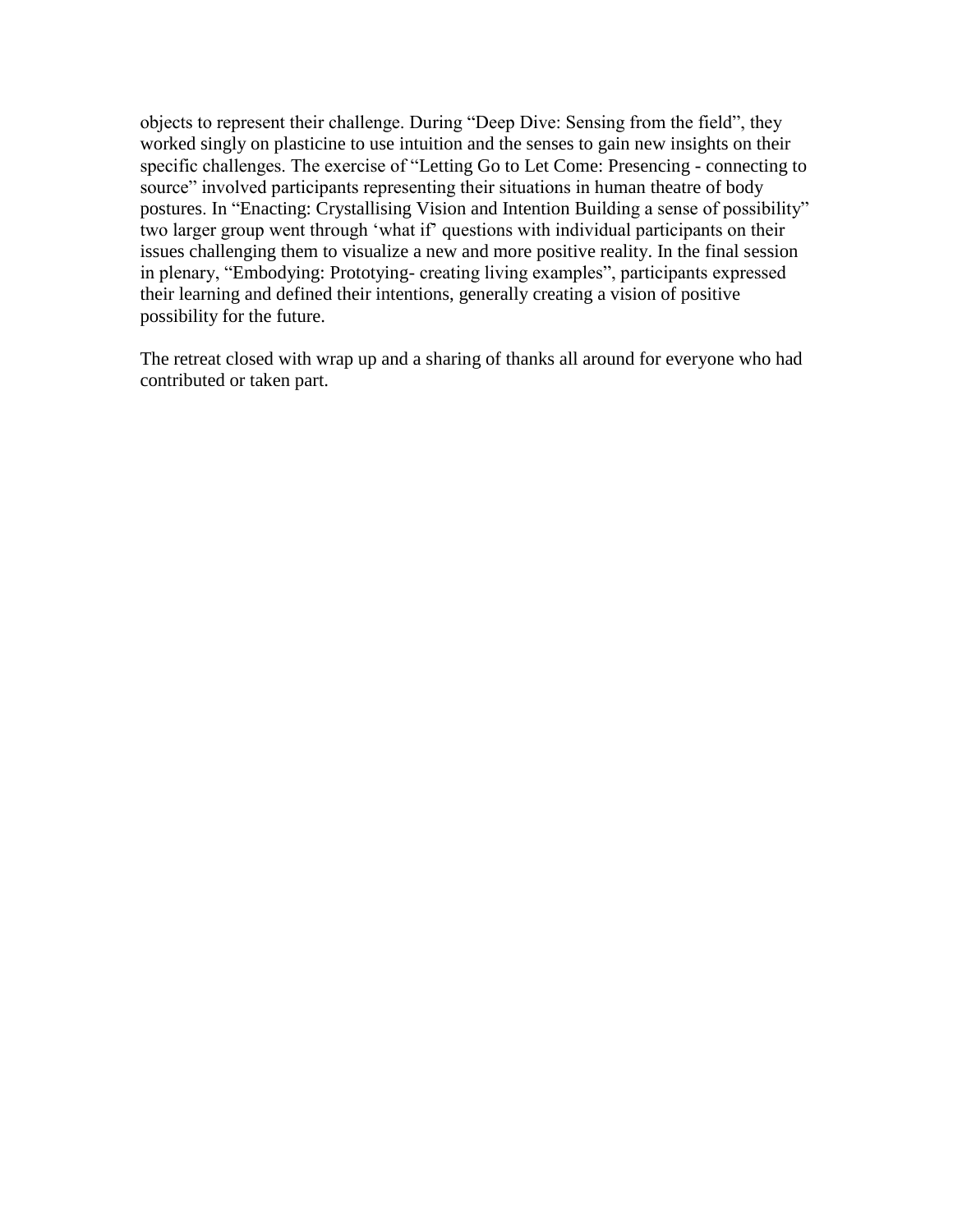objects to represent their challenge. During "Deep Dive: Sensing from the field", they worked singly on plasticine to use intuition and the senses to gain new insights on their specific challenges. The exercise of "Letting Go to Let Come: Presencing - connecting to source" involved participants representing their situations in human theatre of body postures. In "Enacting: Crystallising Vision and Intention Building a sense of possibility" two larger group went through 'what if' questions with individual participants on their issues challenging them to visualize a new and more positive reality. In the final session in plenary, "Embodying: Prototying- creating living examples", participants expressed their learning and defined their intentions, generally creating a vision of positive possibility for the future.

The retreat closed with wrap up and a sharing of thanks all around for everyone who had contributed or taken part.